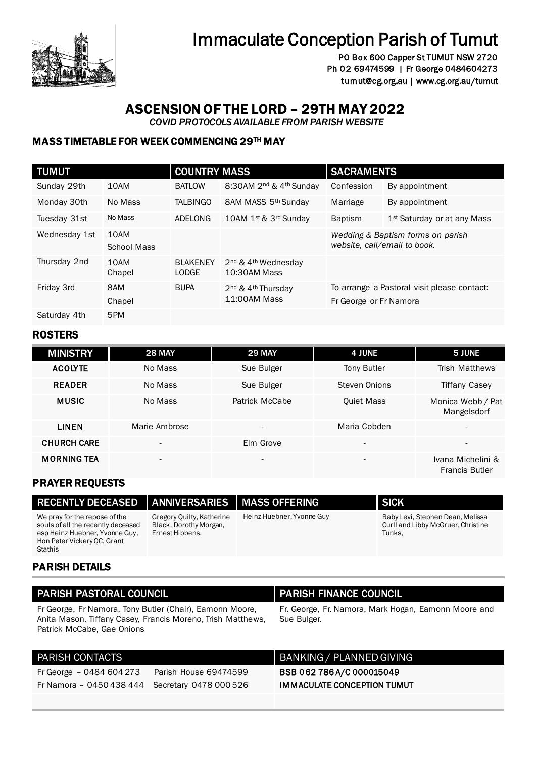# Immaculate Conception Parish of Tumut

PO Box 600 Capper St TUMUT NSW 2720
Ph 02 69474599 | Fr George 0484604273
tumut@cg.org.au | www.cg.org.au/tumut

## ASCENSION OF THE LORD – 29TH MAY 2022

*COVID PROTOCOLS AVAILABLE FROM PARISH WEBSITE*

### MASS TIMETABLE FOR WEEK COMMENCING 29TH MAY

| TUMUT | | COUNTRY MASS | | SACRAMENTS | |
|---|---|---|---|---|---|
| Sunday 29th | 10AM | BATLOW | 8:30AM 2nd & 4th Sunday | Confession | By appointment |
| Monday 30th | No Mass | TALBINGO | 8AM MASS 5th Sunday | Marriage | By appointment |
| Tuesday 31st | No Mass | ADELONG | 10AM 1st & 3rd Sunday | Baptism | 1st Saturday or at any Mass |
| Wednesday 1st | 10AM School Mass | | | *Wedding & Baptism forms on parish website, call/email to book.* | |
| Thursday 2nd | 10AM Chapel | BLAKENEY LODGE | 2nd & 4th Wednesday 10:30AM Mass | | |
| Friday 3rd | 8AM Chapel | BUPA | 2nd & 4th Thursday 11:00AM Mass | To arrange a Pastoral visit please contact: Fr George or Fr Namora | |
| Saturday 4th | 5PM | | | | |

### ROSTERS

| MINISTRY | 28 MAY | 29 MAY | 4 JUNE | 5 JUNE |
|---|---|---|---|---|
| ACOLYTE | No Mass | Sue Bulger | Tony Butler | Trish Matthews |
| READER | No Mass | Sue Bulger | Steven Onions | Tiffany Casey |
| MUSIC | No Mass | Patrick McCabe | Quiet Mass | Monica Webb / Pat Mangelsdorf |
| LINEN | Marie Ambrose | - | Maria Cobden | - |
| CHURCH CARE | - | Elm Grove | - | - |
| MORNING TEA | - | - | - | Ivana Michelini & Francis Butler |

### PRAYER REQUESTS

| RECENTLY DECEASED | ANNIVERSARIES | MASS OFFERING | SICK |
|---|---|---|---|
| We pray for the repose of the souls of all the recently deceased esp Heinz Huebner, Yvonne Guy, Hon Peter Vickery QC, Grant Stathis | Gregory Quilty, Katherine Black, Dorothy Morgan, Ernest Hibbens, | Heinz Huebner, Yvonne Guy | Baby Levi, Stephen Dean, Melissa Curll and Libby McGruer, Christine Tunks, |

### PARISH DETAILS

| PARISH PASTORAL COUNCIL | PARISH FINANCE COUNCIL |
|---|---|
| Fr George, Fr Namora, Tony Butler (Chair), Eamonn Moore, Anita Mason, Tiffany Casey, Francis Moreno, Trish Matthews, Patrick McCabe, Gae Onions | Fr. George, Fr. Namora, Mark Hogan, Eamonn Moore and Sue Bulger. |

| PARISH CONTACTS | | BANKING / PLANNED GIVING |
|---|---|---|
| Fr George – 0484 604 273 | Parish House 69474599 | BSB 062 786 A/C 000015049 |
| Fr Namora – 0450 438 444 | Secretary 0478 000 526 | IMMACULATE CONCEPTION TUMUT |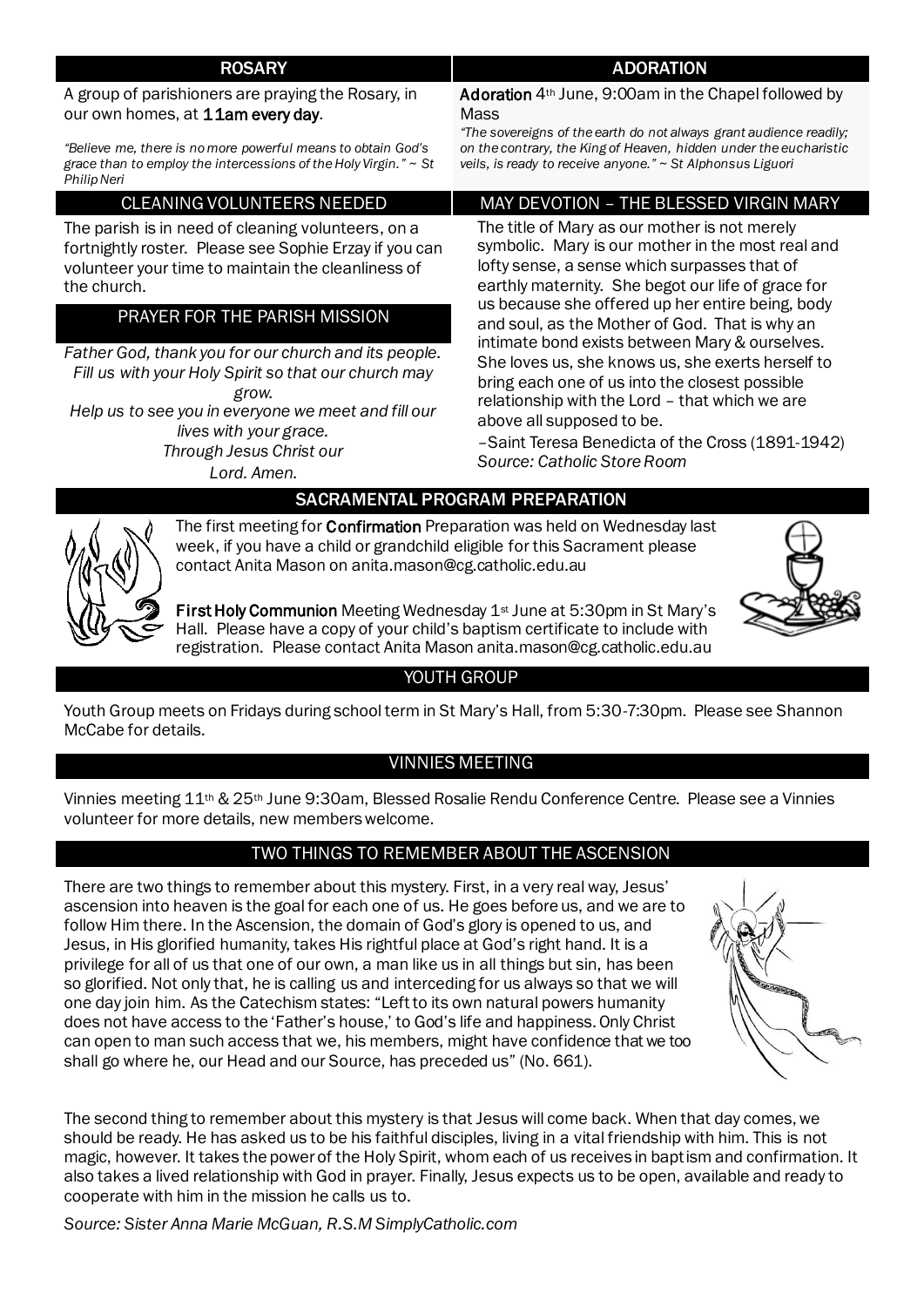## ROSARY

A group of parishioners are praying the Rosary, in our own homes, at **11am every day**.

*"Believe me, there is no more powerful means to obtain God's grace than to employ the intercessions of the Holy Virgin." ~ St Philip Neri*

## ADORATION

**Adoration** 4th June, 9:00am in the Chapel followed by Mass

*"The sovereigns of the earth do not always grant audience readily; on the contrary, the King of Heaven, hidden under the eucharistic veils, is ready to receive anyone." ~ St Alphonsus Liguori*

## CLEANING VOLUNTEERS NEEDED

The parish is in need of cleaning volunteers, on a fortnightly roster. Please see Sophie Erzay if you can volunteer your time to maintain the cleanliness of the church.

## PRAYER FOR THE PARISH MISSION

*Father God, thank you for our church and its people.*
*Fill us with your Holy Spirit so that our church may grow.*
*Help us to see you in everyone we meet and fill our lives with your grace.*
*Through Jesus Christ our Lord. Amen.*

## MAY DEVOTION – THE BLESSED VIRGIN MARY

The title of Mary as our mother is not merely symbolic. Mary is our mother in the most real and lofty sense, a sense which surpasses that of earthly maternity. She begot our life of grace for us because she offered up her entire being, body and soul, as the Mother of God. That is why an intimate bond exists between Mary & ourselves. She loves us, she knows us, she exerts herself to bring each one of us into the closest possible relationship with the Lord – that which we are above all supposed to be.

–Saint Teresa Benedicta of the Cross (1891-1942)
*Source: Catholic Store Room*

## SACRAMENTAL PROGRAM PREPARATION

The first meeting for **Confirmation** Preparation was held on Wednesday last week, if you have a child or grandchild eligible for this Sacrament please contact Anita Mason on anita.mason@cg.catholic.edu.au

**First Holy Communion** Meeting Wednesday 1st June at 5:30pm in St Mary's Hall. Please have a copy of your child's baptism certificate to include with registration. Please contact Anita Mason anita.mason@cg.catholic.edu.au

## YOUTH GROUP

Youth Group meets on Fridays during school term in St Mary's Hall, from 5:30-7:30pm. Please see Shannon McCabe for details.

## VINNIES MEETING

Vinnies meeting 11th & 25th June 9:30am, Blessed Rosalie Rendu Conference Centre. Please see a Vinnies volunteer for more details, new members welcome.

## TWO THINGS TO REMEMBER ABOUT THE ASCENSION

There are two things to remember about this mystery. First, in a very real way, Jesus' ascension into heaven is the goal for each one of us. He goes before us, and we are to follow Him there. In the Ascension, the domain of God's glory is opened to us, and Jesus, in His glorified humanity, takes His rightful place at God's right hand. It is a privilege for all of us that one of our own, a man like us in all things but sin, has been so glorified. Not only that, he is calling us and interceding for us always so that we will one day join him. As the Catechism states: "Left to its own natural powers humanity does not have access to the 'Father's house,' to God's life and happiness. Only Christ can open to man such access that we, his members, might have confidence that we too shall go where he, our Head and our Source, has preceded us" (No. 661).

The second thing to remember about this mystery is that Jesus will come back. When that day comes, we should be ready. He has asked us to be his faithful disciples, living in a vital friendship with him. This is not magic, however. It takes the power of the Holy Spirit, whom each of us receives in baptism and confirmation. It also takes a lived relationship with God in prayer. Finally, Jesus expects us to be open, available and ready to cooperate with him in the mission he calls us to.

*Source: Sister Anna Marie McGuan, R.S.M SimplyCatholic.com*